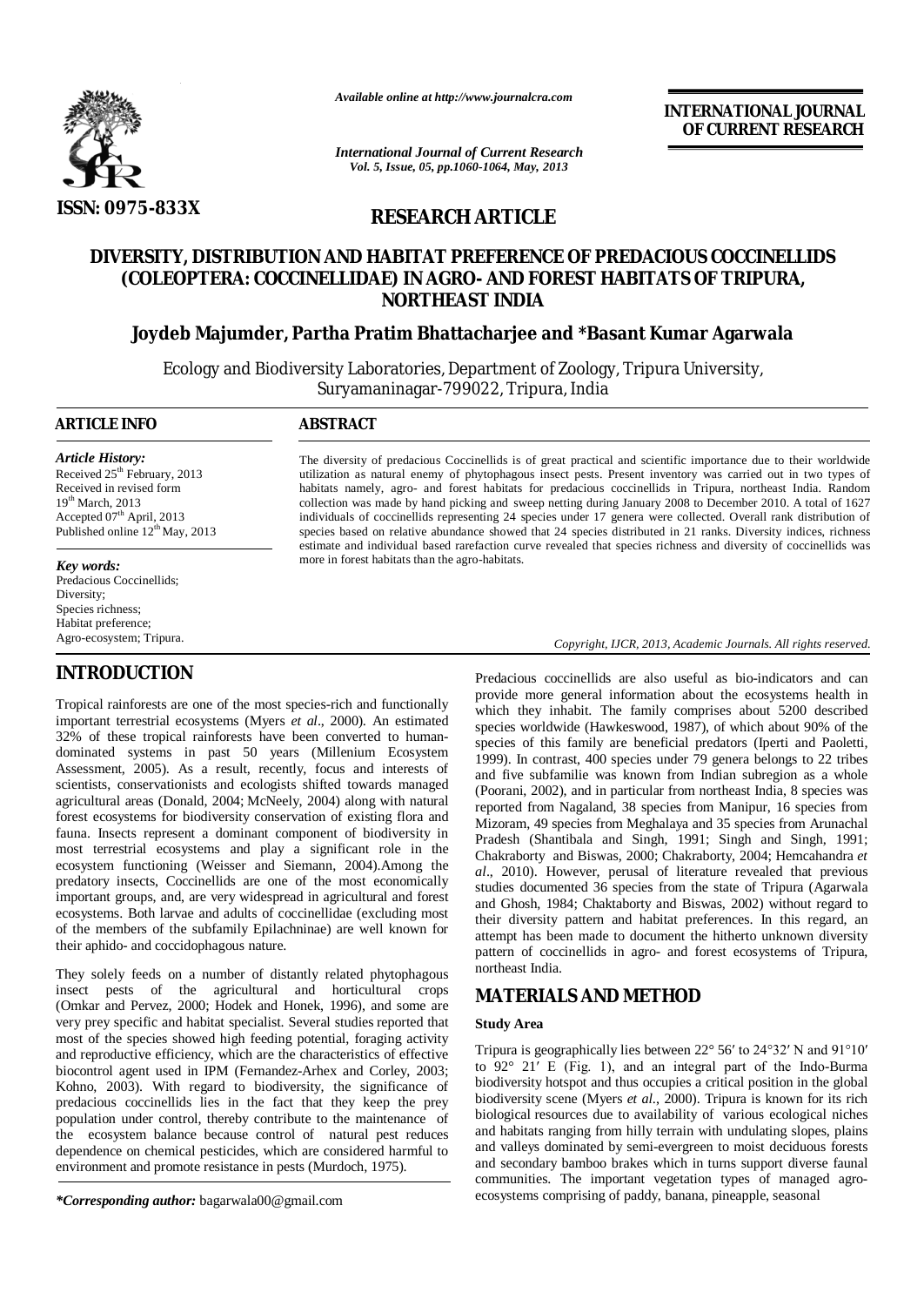*Available online at http://www.journalcra.com*

*International Journal of Current Research*

**INTERNATIONAL JOURNAL OF CURRENT RESEARCH**

**ISSN: 0975-833X**

## RESEARCH ARTICLE

# DIVERSITY, DISTRIBUTION AND HABITAT PREFERENCE OF PREDACIOUS COCCINELLIDS (COLEOPTERA: COCCINELLIDAE) IN AGRO- AND FOREST HABITATS OF TRIPURA, NORTHEAST INDIA

**Joydeb Majumder, Partha Pratim Bhattacharjee and \*Basant Kumar Agarwala**

Ecology and Biodiversity Laboratories, Department of Zoology, Tripura University, Suryamaninagar-799022, Tripura, India

### ARTICLE INFO

*Article History:*
Received 25th February, 2013
Received in revised form 19th March, 2013
Accepted 07th April, 2013
Published online 12th May, 2013

*Key words:*
Predacious Coccinellids;
Diversity;
Species richness;
Habitat preference;
Agro-ecosystem; Tripura.

### ABSTRACT

The diversity of predacious Coccinellids is of great practical and scientific importance due to their worldwide utilization as natural enemy of phytophagous insect pests. Present inventory was carried out in two types of habitats namely, agro- and forest habitats for predacious coccinellids in Tripura, northeast India. Random collection was made by hand picking and sweep netting during January 2008 to December 2010. A total of 1627 individuals of coccinellids representing 24 species under 17 genera were collected. Overall rank distribution of species based on relative abundance showed that 24 species distributed in 21 ranks. Diversity indices, richness estimate and individual based rarefaction curve revealed that species richness and diversity of coccinellids was more in forest habitats than the agro-habitats.

*Copyright, IJCR, 2013, Academic Journals. All rights reserved.*

## INTRODUCTION

Tropical rainforests are one of the most species-rich and functionally important terrestrial ecosystems (Myers *et al*., 2000). An estimated 32% of these tropical rainforests have been converted to human-dominated systems in past 50 years (Millenium Ecosystem Assessment, 2005). As a result, recently, focus and interests of scientists, conservationists and ecologists shifted towards managed agricultural areas (Donald, 2004; McNeely, 2004) along with natural forest ecosystems for biodiversity conservation of existing flora and fauna. Insects represent a dominant component of biodiversity in most terrestrial ecosystems and play a significant role in the ecosystem functioning (Weisser and Siemann, 2004).Among the predatory insects, Coccinellids are one of the most economically important groups, and, are very widespread in agricultural and forest ecosystems. Both larvae and adults of coccinellidae (excluding most of the members of the subfamily Epilachninae) are well known for their aphido- and coccidophagous nature.

They solely feeds on a number of distantly related phytophagous insect pests of the agricultural and horticultural crops (Omkar and Pervez, 2000; Hodek and Honek, 1996), and some are very prey specific and habitat specialist. Several studies reported that most of the species showed high feeding potential, foraging activity and reproductive efficiency, which are the characteristics of effective biocontrol agent used in IPM (Fernandez-Arhex and Corley, 2003; Kohno, 2003). With regard to biodiversity, the significance of predacious coccinellids lies in the fact that they keep the prey population under control, thereby contribute to the maintenance of the ecosystem balance because control of natural pest reduces dependence on chemical pesticides, which are considered harmful to environment and promote resistance in pests (Murdoch, 1975).

Predacious coccinellids are also useful as bio-indicators and can provide more general information about the ecosystems health in which they inhabit. The family comprises about 5200 described species worldwide (Hawkeswood, 1987), of which about 90% of the species of this family are beneficial predators (Iperti and Paoletti, 1999). In contrast, 400 species under 79 genera belongs to 22 tribes and five subfamilie was known from Indian subregion as a whole (Poorani, 2002), and in particular from northeast India, 8 species was reported from Nagaland, 38 species from Manipur, 16 species from Mizoram, 49 species from Meghalaya and 35 species from Arunachal Pradesh (Shantibala and Singh, 1991; Singh and Singh, 1991; Chakraborty and Biswas, 2000; Chakraborty, 2004; Hemcahandra *et al*., 2010). However, perusal of literature revealed that previous studies documented 36 species from the state of Tripura (Agarwala and Ghosh, 1984; Chaktaborty and Biswas, 2002) without regard to their diversity pattern and habitat preferences. In this regard, an attempt has been made to document the hitherto unknown diversity pattern of coccinellids in agro- and forest ecosystems of Tripura, northeast India.

## MATERIALS AND METHOD

### Study Area

Tripura is geographically lies between 22° 56′ to 24°32′ N and 91°10′ to 92° 21′ E (Fig. 1), and an integral part of the Indo-Burma biodiversity hotspot and thus occupies a critical position in the global biodiversity scene (Myers *et al*., 2000). Tripura is known for its rich biological resources due to availability of various ecological niches and habitats ranging from hilly terrain with undulating slopes, plains and valleys dominated by semi-evergreen to moist deciduous forests and secondary bamboo brakes which in turns support diverse faunal communities. The important vegetation types of managed agro-ecosystems comprising of paddy, banana, pineapple, seasonal

*\*Corresponding author:* bagarwala00@gmail.com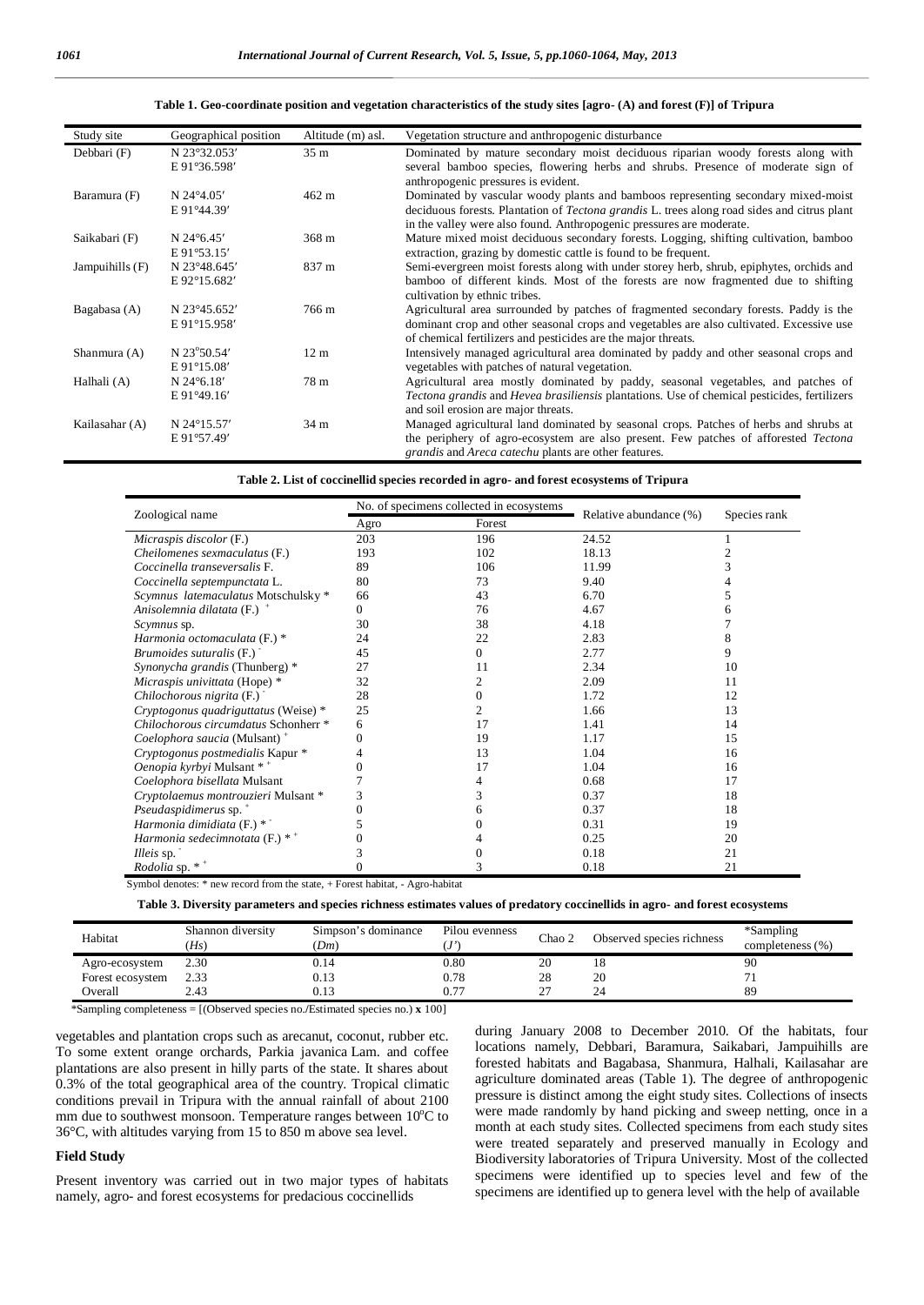**Table 1. Geo-coordinate position and vegetation characteristics of the study sites [agro- (A) and forest (F)] of Tripura**

| Study site | Geographical position | Altitude (m) asl. | Vegetation structure and anthropogenic disturbance |
|---|---|---|---|
| Debbari (F) | N 23°32.053′ E 91°36.598′ | 35 m | Dominated by mature secondary moist deciduous riparian woody forests along with several bamboo species, flowering herbs and shrubs. Presence of moderate sign of anthropogenic pressures is evident. |
| Baramura (F) | N 24°4.05′ E 91°44.39′ | 462 m | Dominated by vascular woody plants and bamboos representing secondary mixed-moist deciduous forests. Plantation of *Tectona grandis* L. trees along road sides and citrus plant in the valley were also found. Anthropogenic pressures are moderate. |
| Saikabari (F) | N 24°6.45′ E 91°53.15′ | 368 m | Mature mixed moist deciduous secondary forests. Logging, shifting cultivation, bamboo extraction, grazing by domestic cattle is found to be frequent. |
| Jampuihills (F) | N 23°48.645′ E 92°15.682′ | 837 m | Semi-evergreen moist forests along with under storey herb, shrub, epiphytes, orchids and bamboo of different kinds. Most of the forests are now fragmented due to shifting cultivation by ethnic tribes. |
| Bagabasa (A) | N 23°45.652′ E 91°15.958′ | 766 m | Agricultural area surrounded by patches of fragmented secondary forests. Paddy is the dominant crop and other seasonal crops and vegetables are also cultivated. Excessive use of chemical fertilizers and pesticides are the major threats. |
| Shanmura (A) | N 23°50.54′ E 91°15.08′ | 12 m | Intensively managed agricultural area dominated by paddy and other seasonal crops and vegetables with patches of natural vegetation. |
| Halhali (A) | N 24°6.18′ E 91°49.16′ | 78 m | Agricultural area mostly dominated by paddy, seasonal vegetables, and patches of *Tectona grandis* and *Hevea brasiliensis* plantations. Use of chemical pesticides, fertilizers and soil erosion are major threats. |
| Kailasahar (A) | N 24°15.57′ E 91°57.49′ | 34 m | Managed agricultural land dominated by seasonal crops. Patches of herbs and shrubs at the periphery of agro-ecosystem are also present. Few patches of afforested *Tectona grandis* and *Areca catechu* plants are other features. |

**Table 2. List of coccinellid species recorded in agro- and forest ecosystems of Tripura**

| Zoological name | No. of specimens collected in ecosystems | | Relative abundance (%) | Species rank |
|---|---|---|---|---|
| | Agro | Forest | | |
| *Micraspis discolor* (F.) | 203 | 196 | 24.52 | 1 |
| *Cheilomenes sexmaculatus* (F.) | 193 | 102 | 18.13 | 2 |
| *Coccinella transeversalis* F. | 89 | 106 | 11.99 | 3 |
| *Coccinella septempunctata* L. | 80 | 73 | 9.40 | 4 |
| *Scymnus latemaculatus* Motschulsky * | 66 | 43 | 6.70 | 5 |
| *Anisolemnia dilatata* (F.) + | 0 | 76 | 4.67 | 6 |
| *Scymnus* sp. | 30 | 38 | 4.18 | 7 |
| *Harmonia octomaculata* (F.) * | 24 | 22 | 2.83 | 8 |
| *Brumoides suturalis* (F.) - | 45 | 0 | 2.77 | 9 |
| *Synonycha grandis* (Thunberg) * | 27 | 11 | 2.34 | 10 |
| *Micraspis univittata* (Hope) * | 32 | 2 | 2.09 | 11 |
| *Chilochorous nigrita* (F.) - | 28 | 0 | 1.72 | 12 |
| *Cryptogonus quadriguttatus* (Weise) * | 25 | 2 | 1.66 | 13 |
| *Chilochorous circumdatus* Schonherr * | 6 | 17 | 1.41 | 14 |
| *Coelophora saucia* (Mulsant) + | 0 | 19 | 1.17 | 15 |
| *Cryptogonus postmedialis* Kapur * | 4 | 13 | 1.04 | 16 |
| *Oenopia kyrbyi* Mulsant * + | 0 | 17 | 1.04 | 16 |
| *Coelophora bisellata* Mulsant | 7 | 4 | 0.68 | 17 |
| *Cryptolaemus montrouzieri* Mulsant * | 3 | 3 | 0.37 | 18 |
| *Pseudaspidimerus* sp. + | 0 | 6 | 0.37 | 18 |
| *Harmonia dimidiata* (F.) * - | 5 | 0 | 0.31 | 19 |
| *Harmonia sedecimnotata* (F.) * + | 0 | 4 | 0.25 | 20 |
| *Illeis* sp. - | 3 | 0 | 0.18 | 21 |
| *Rodolia* sp. * + | 0 | 3 | 0.18 | 21 |

Symbol denotes: * new record from the state, + Forest habitat, - Agro-habitat

**Table 3. Diversity parameters and species richness estimates values of predatory coccinellids in agro- and forest ecosystems**

| Habitat | Shannon diversity ($Hs$) | Simpson's dominance ($Dm$) | Pilou evenness ($J'$) | Chao 2 | Observed species richness | *Sampling completeness (%) |
|---|---|---|---|---|---|---|
| Agro-ecosystem | 2.30 | 0.14 | 0.80 | 20 | 18 | 90 |
| Forest ecosystem | 2.33 | 0.13 | 0.78 | 28 | 20 | 71 |
| Overall | 2.43 | 0.13 | 0.77 | 27 | 24 | 89 |

*Sampling completeness = [(Observed species no./Estimated species no.) **x** 100]

vegetables and plantation crops such as arecanut, coconut, rubber etc. To some extent orange orchards, Parkia javanica Lam. and coffee plantations are also present in hilly parts of the state. It shares about 0.3% of the total geographical area of the country. Tropical climatic conditions prevail in Tripura with the annual rainfall of about 2100 mm due to southwest monsoon. Temperature ranges between 10°C to 36°C, with altitudes varying from 15 to 850 m above sea level.

## Field Study

Present inventory was carried out in two major types of habitats namely, agro- and forest ecosystems for predacious coccinellids during January 2008 to December 2010. Of the habitats, four locations namely, Debbari, Baramura, Saikabari, Jampuihills are forested habitats and Bagabasa, Shanmura, Halhali, Kailasahar are agriculture dominated areas (Table 1). The degree of anthropogenic pressure is distinct among the eight study sites. Collections of insects were made randomly by hand picking and sweep netting, once in a month at each study sites. Collected specimens from each study sites were treated separately and preserved manually in Ecology and Biodiversity laboratories of Tripura University. Most of the collected specimens were identified up to species level and few of the specimens are identified up to genera level with the help of available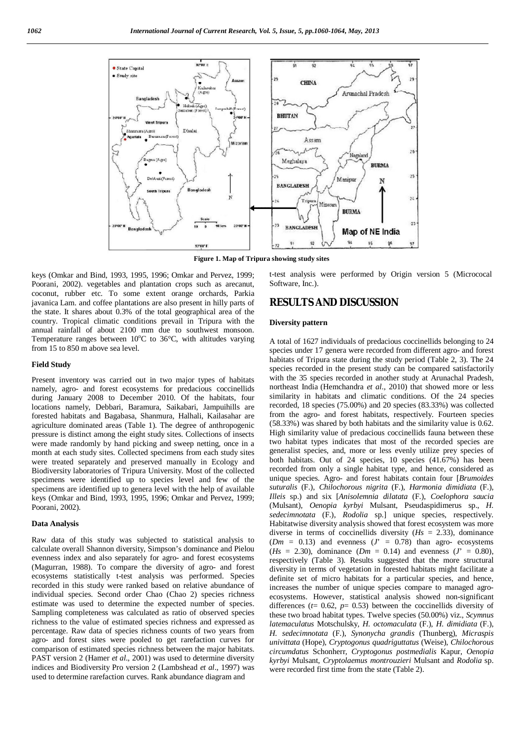Figure 1. Map of Tripura showing study sites

keys (Omkar and Bind, 1993, 1995, 1996; Omkar and Pervez, 1999; Poorani, 2002). vegetables and plantation crops such as arecanut, coconut, rubber etc. To some extent orange orchards, Parkia javanica Lam. and coffee plantations are also present in hilly parts of the state. It shares about 0.3% of the total geographical area of the country. Tropical climatic conditions prevail in Tripura with the annual rainfall of about 2100 mm due to southwest monsoon. Temperature ranges between 10°C to 36°C, with altitudes varying from 15 to 850 m above sea level.

### Field Study

Present inventory was carried out in two major types of habitats namely, agro- and forest ecosystems for predacious coccinellids during January 2008 to December 2010. Of the habitats, four locations namely, Debbari, Baramura, Saikabari, Jampuihills are forested habitats and Bagabasa, Shanmura, Halhali, Kailasahar are agriculture dominated areas (Table 1). The degree of anthropogenic pressure is distinct among the eight study sites. Collections of insects were made randomly by hand picking and sweep netting, once in a month at each study sites. Collected specimens from each study sites were treated separately and preserved manually in Ecology and Biodiversity laboratories of Tripura University. Most of the collected specimens were identified up to species level and few of the specimens are identified up to genera level with the help of available keys (Omkar and Bind, 1993, 1995, 1996; Omkar and Pervez, 1999; Poorani, 2002).

### Data Analysis

Raw data of this study was subjected to statistical analysis to calculate overall Shannon diversity, Simpson's dominance and Pielou evenness index and also separately for agro- and forest ecosystems (Magurran, 1988). To compare the diversity of agro- and forest ecosystems statistically t-test analysis was performed. Species recorded in this study were ranked based on relative abundance of individual species. Second order Chao (Chao 2) species richness estimate was used to determine the expected number of species. Sampling completeness was calculated as ratio of observed species richness to the value of estimated species richness and expressed as percentage. Raw data of species richness counts of two years from agro- and forest sites were pooled to get rarefaction curves for comparison of estimated species richness between the major habitats. PAST version 2 (Hamer *et al*., 2001) was used to determine diversity indices and Biodiversity Pro version 2 (Lambshead *et al*., 1997) was used to determine rarefaction curves. Rank abundance diagram and t-test analysis were performed by Origin version 5 (Micrococal Software, Inc.).

## RESULTS AND DISCUSSION

### Diversity pattern

A total of 1627 individuals of predacious coccinellids belonging to 24 species under 17 genera were recorded from different agro- and forest habitats of Tripura state during the study period (Table 2, 3). The 24 species recorded in the present study can be compared satisfactorily with the 35 species recorded in another study at Arunachal Pradesh, northeast India (Hemchandra *et al*., 2010) that showed more or less similarity in habitats and climatic conditions. Of the 24 species recorded, 18 species (75.00%) and 20 species (83.33%) was collected from the agro- and forest habitats, respectively. Fourteen species (58.33%) was shared by both habitats and the similarity value is 0.62. High similarity value of predacious coccinellids fauna between these two habitat types indicates that most of the recorded species are generalist species, and, more or less evenly utilize prey species of both habitats. Out of 24 species, 10 species (41.67%) has been recorded from only a single habitat type, and hence, considered as unique species. Agro- and forest habitats contain four [*Brumoides suturalis* (F.), *Chilochorous nigrita* (F.), *Harmonia dimidiata* (F.), *Illeis* sp.) and six [*Anisolemnia dilatata* (F.), *Coelophora saucia* (Mulsant), *Oenopia kyrbyi* Mulsant, Pseudaspidimerus sp., *H. sedecimnotata* (F.), *Rodolia* sp.] unique species, respectively. Habitatwise diversity analysis showed that forest ecosystem was more diverse in terms of coccinellids diversity ($Hs$ = 2.33), dominance ($Dm$ = 0.13) and evenness ($J'$ = 0.78) than agro- ecosystems ($Hs$ = 2.30), dominance ($Dm$ = 0.14) and evenness ($J'$ = 0.80), respectively (Table 3). Results suggested that the more structural diversity in terms of vegetation in forested habitats might facilitate a definite set of micro habitats for a particular species, and hence, increases the number of unique species compare to managed agro-ecosystems. However, statistical analysis showed non-significant differences ($t$= 0.62, $p$= 0.53) between the coccinellids diversity of these two broad habitat types. Twelve species (50.00%) viz., *Scymnus latemaculatus* Motschulsky, *H. octomaculata* (F.), *H. dimidiata* (F.), *H. sedecimnotata* (F.), *Synonycha grandis* (Thunberg), *Micraspis univittata* (Hope), *Cryptogonus quadriguttatus* (Weise), *Chilochorous circumdatus* Schonherr, *Cryptogonus postmedialis* Kapur, *Oenopia kyrbyi* Mulsant, *Cryptolaemus montrouzieri* Mulsant and *Rodolia* sp. were recorded first time from the state (Table 2).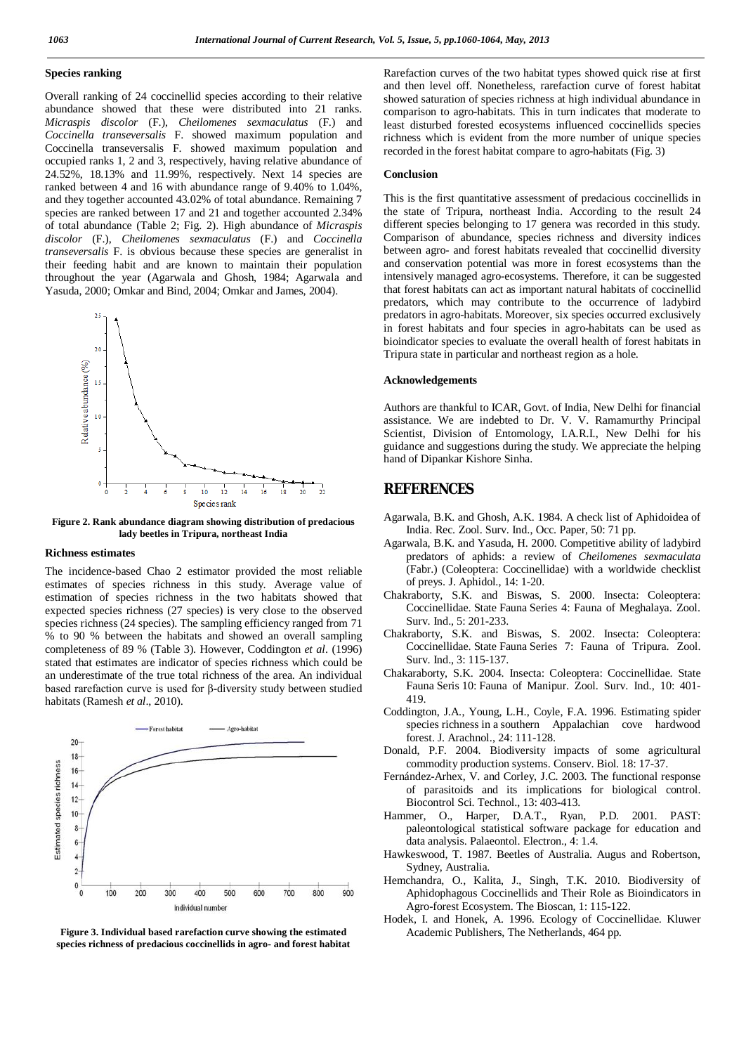### Species ranking

Overall ranking of 24 coccinellid species according to their relative abundance showed that these were distributed into 21 ranks. *Micraspis discolor* (F.), *Cheilomenes sexmaculatus* (F.) and *Coccinella transeversalis* F. showed maximum population and Coccinella transeversalis F. showed maximum population and occupied ranks 1, 2 and 3, respectively, having relative abundance of 24.52%, 18.13% and 11.99%, respectively. Next 14 species are ranked between 4 and 16 with abundance range of 9.40% to 1.04%, and they together accounted 43.02% of total abundance. Remaining 7 species are ranked between 17 and 21 and together accounted 2.34% of total abundance (Table 2; Fig. 2). High abundance of *Micraspis discolor* (F.), *Cheilomenes sexmaculatus* (F.) and *Coccinella transeversalis* F. is obvious because these species are generalist in their feeding habit and are known to maintain their population throughout the year (Agarwala and Ghosh, 1984; Agarwala and Yasuda, 2000; Omkar and Bind, 2004; Omkar and James, 2004).

**Figure 2. Rank abundance diagram showing distribution of predacious lady beetles in Tripura, northeast India**

### Richness estimates

The incidence-based Chao 2 estimator provided the most reliable estimates of species richness in this study. Average value of estimation of species richness in the two habitats showed that expected species richness (27 species) is very close to the observed species richness (24 species). The sampling efficiency ranged from 71 % to 90 % between the habitats and showed an overall sampling completeness of 89 % (Table 3). However, Coddington *et al*. (1996) stated that estimates are indicator of species richness which could be an underestimate of the true total richness of the area. An individual based rarefaction curve is used for β-diversity study between studied habitats (Ramesh *et al*., 2010).

**Figure 3. Individual based rarefaction curve showing the estimated species richness of predacious coccinellids in agro- and forest habitat**

Rarefaction curves of the two habitat types showed quick rise at first and then level off. Nonetheless, rarefaction curve of forest habitat showed saturation of species richness at high individual abundance in comparison to agro-habitats. This in turn indicates that moderate to least disturbed forested ecosystems influenced coccinellids species richness which is evident from the more number of unique species recorded in the forest habitat compare to agro-habitats (Fig. 3)

### Conclusion

This is the first quantitative assessment of predacious coccinellids in the state of Tripura, northeast India. According to the result 24 different species belonging to 17 genera was recorded in this study. Comparison of abundance, species richness and diversity indices between agro- and forest habitats revealed that coccinellid diversity and conservation potential was more in forest ecosystems than the intensively managed agro-ecosystems. Therefore, it can be suggested that forest habitats can act as important natural habitats of coccinellid predators, which may contribute to the occurrence of ladybird predators in agro-habitats. Moreover, six species occurred exclusively in forest habitats and four species in agro-habitats can be used as bioindicator species to evaluate the overall health of forest habitats in Tripura state in particular and northeast region as a hole.

### Acknowledgements

Authors are thankful to ICAR, Govt. of India, New Delhi for financial assistance. We are indebted to Dr. V. V. Ramamurthy Principal Scientist, Division of Entomology, I.A.R.I., New Delhi for his guidance and suggestions during the study. We appreciate the helping hand of Dipankar Kishore Sinha.

## REFERENCES

- Agarwala, B.K. and Ghosh, A.K. 1984. A check list of Aphidoidea of India. Rec. Zool. Surv. Ind., Occ. Paper, 50: 71 pp.
- Agarwala, B.K. and Yasuda, H. 2000. Competitive ability of ladybird predators of aphids: a review of *Cheilomenes sexmaculata* (Fabr.) (Coleoptera: Coccinellidae) with a worldwide checklist of preys. J. Aphidol., 14: 1-20.
- Chakraborty, S.K. and Biswas, S. 2000. Insecta: Coleoptera: Coccinellidae. State Fauna Series 4: Fauna of Meghalaya. Zool. Surv. Ind., 5: 201-233.
- Chakraborty, S.K. and Biswas, S. 2002. Insecta: Coleoptera: Coccinellidae. State Fauna Series 7: Fauna of Tripura. Zool. Surv. Ind., 3: 115-137.
- Chakaraborty, S.K. 2004. Insecta: Coleoptera: Coccinellidae. State Fauna Seris 10: Fauna of Manipur. Zool. Surv. Ind., 10: 401-419.
- Coddington, J.A., Young, L.H., Coyle, F.A. 1996. Estimating spider species richness in a southern Appalachian cove hardwood forest. J. Arachnol., 24: 111-128.
- Donald, P.F. 2004. Biodiversity impacts of some agricultural commodity production systems. Conserv. Biol. 18: 17-37.
- Fernández-Arhex, V. and Corley, J.C. 2003. The functional response of parasitoids and its implications for biological control. Biocontrol Sci. Technol., 13: 403-413.
- Hammer, O., Harper, D.A.T., Ryan, P.D. 2001. PAST: paleontological statistical software package for education and data analysis. Palaeontol. Electron., 4: 1.4.
- Hawkeswood, T. 1987. Beetles of Australia. Augus and Robertson, Sydney, Australia.
- Hemchandra, O., Kalita, J., Singh, T.K. 2010. Biodiversity of Aphidophagous Coccinellids and Their Role as Bioindicators in Agro-forest Ecosystem. The Bioscan, 1: 115-122.
- Hodek, I. and Honek, A. 1996. Ecology of Coccinellidae. Kluwer Academic Publishers, The Netherlands, 464 pp.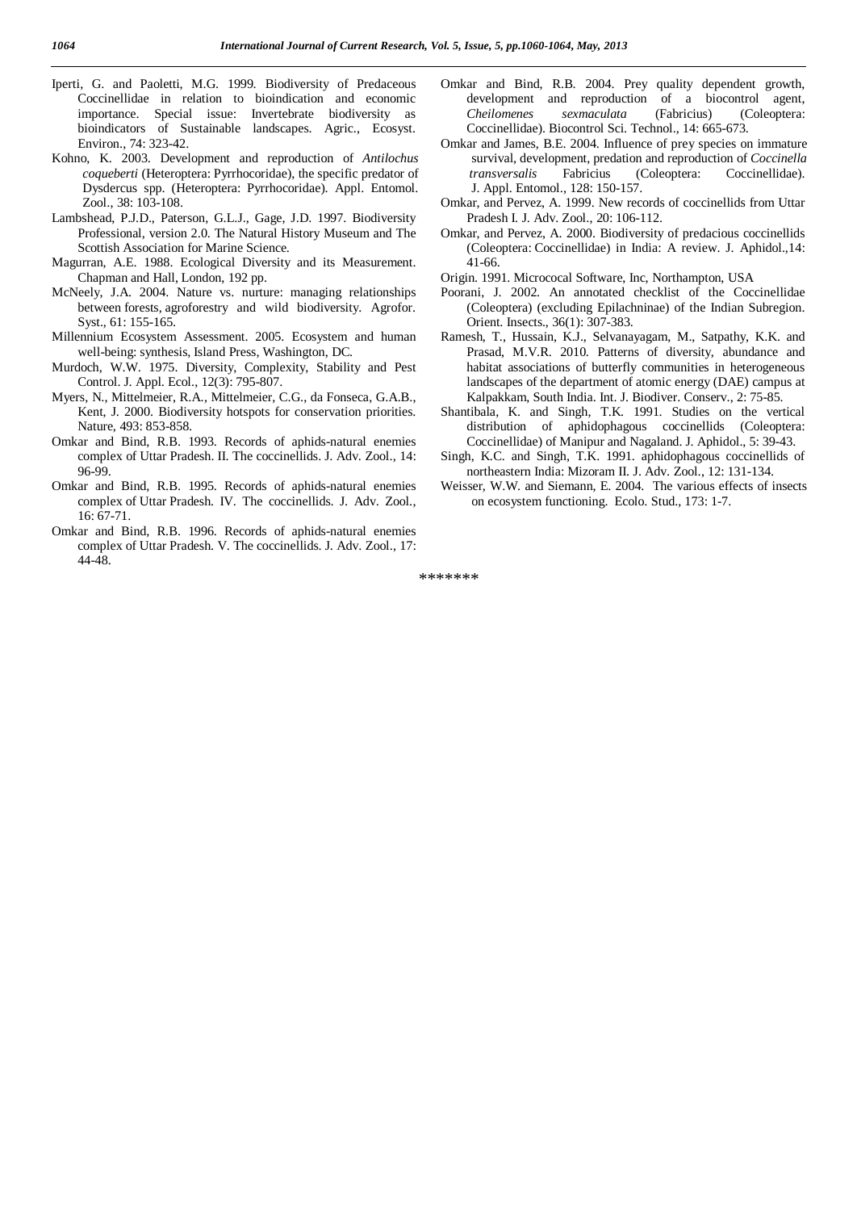Iperti, G. and Paoletti, M.G. 1999. Biodiversity of Predaceous Coccinellidae in relation to bioindication and economic importance. Special issue: Invertebrate biodiversity as bioindicators of Sustainable landscapes. Agric., Ecosyst. Environ., 74: 323-42.

Kohno, K. 2003. Development and reproduction of *Antilochus coqueberti* (Heteroptera: Pyrrhocoridae), the specific predator of Dysdercus spp. (Heteroptera: Pyrrhocoridae). Appl. Entomol. Zool., 38: 103-108.

Lambshead, P.J.D., Paterson, G.L.J., Gage, J.D. 1997. Biodiversity Professional, version 2.0. The Natural History Museum and The Scottish Association for Marine Science.

Magurran, A.E. 1988. Ecological Diversity and its Measurement. Chapman and Hall, London, 192 pp.

McNeely, J.A. 2004. Nature vs. nurture: managing relationships between forests, agroforestry and wild biodiversity. Agrofor. Syst., 61: 155-165.

Millennium Ecosystem Assessment. 2005. Ecosystem and human well-being: synthesis, Island Press, Washington, DC.

Murdoch, W.W. 1975. Diversity, Complexity, Stability and Pest Control. J. Appl. Ecol., 12(3): 795-807.

Myers, N., Mittelmeier, R.A., Mittelmeier, C.G., da Fonseca, G.A.B., Kent, J. 2000. Biodiversity hotspots for conservation priorities. Nature, 493: 853-858.

Omkar and Bind, R.B. 1993. Records of aphids-natural enemies complex of Uttar Pradesh. II. The coccinellids. J. Adv. Zool., 14: 96-99.

Omkar and Bind, R.B. 1995. Records of aphids-natural enemies complex of Uttar Pradesh. IV. The coccinellids. J. Adv. Zool., 16: 67-71.

Omkar and Bind, R.B. 1996. Records of aphids-natural enemies complex of Uttar Pradesh. V. The coccinellids. J. Adv. Zool., 17: 44-48.

Omkar and Bind, R.B. 2004. Prey quality dependent growth, development and reproduction of a biocontrol agent, *Cheilomenes sexmaculata* (Fabricius) (Coleoptera: Coccinellidae). Biocontrol Sci. Technol., 14: 665-673.

Omkar and James, B.E. 2004. Influence of prey species on immature survival, development, predation and reproduction of *Coccinella transversalis* Fabricius (Coleoptera: Coccinellidae). J. Appl. Entomol., 128: 150-157.

Omkar, and Pervez, A. 1999. New records of coccinellids from Uttar Pradesh I. J. Adv. Zool., 20: 106-112.

Omkar, and Pervez, A. 2000. Biodiversity of predacious coccinellids (Coleoptera: Coccinellidae) in India: A review. J. Aphidol.,14: 41-66.

Origin. 1991. Micrococal Software, Inc, Northampton, USA

Poorani, J. 2002. An annotated checklist of the Coccinellidae (Coleoptera) (excluding Epilachninae) of the Indian Subregion. Orient. Insects., 36(1): 307-383.

Ramesh, T., Hussain, K.J., Selvanayagam, M., Satpathy, K.K. and Prasad, M.V.R. 2010. Patterns of diversity, abundance and habitat associations of butterfly communities in heterogeneous landscapes of the department of atomic energy (DAE) campus at Kalpakkam, South India. Int. J. Biodiver. Conserv., 2: 75-85.

Shantibala, K. and Singh, T.K. 1991. Studies on the vertical distribution of aphidophagous coccinellids (Coleoptera: Coccinellidae) of Manipur and Nagaland. J. Aphidol., 5: 39-43.

Singh, K.C. and Singh, T.K. 1991. aphidophagous coccinellids of northeastern India: Mizoram II. J. Adv. Zool., 12: 131-134.

Weisser, W.W. and Siemann, E. 2004. The various effects of insects on ecosystem functioning. Ecolo. Stud., 173: 1-7.

*******